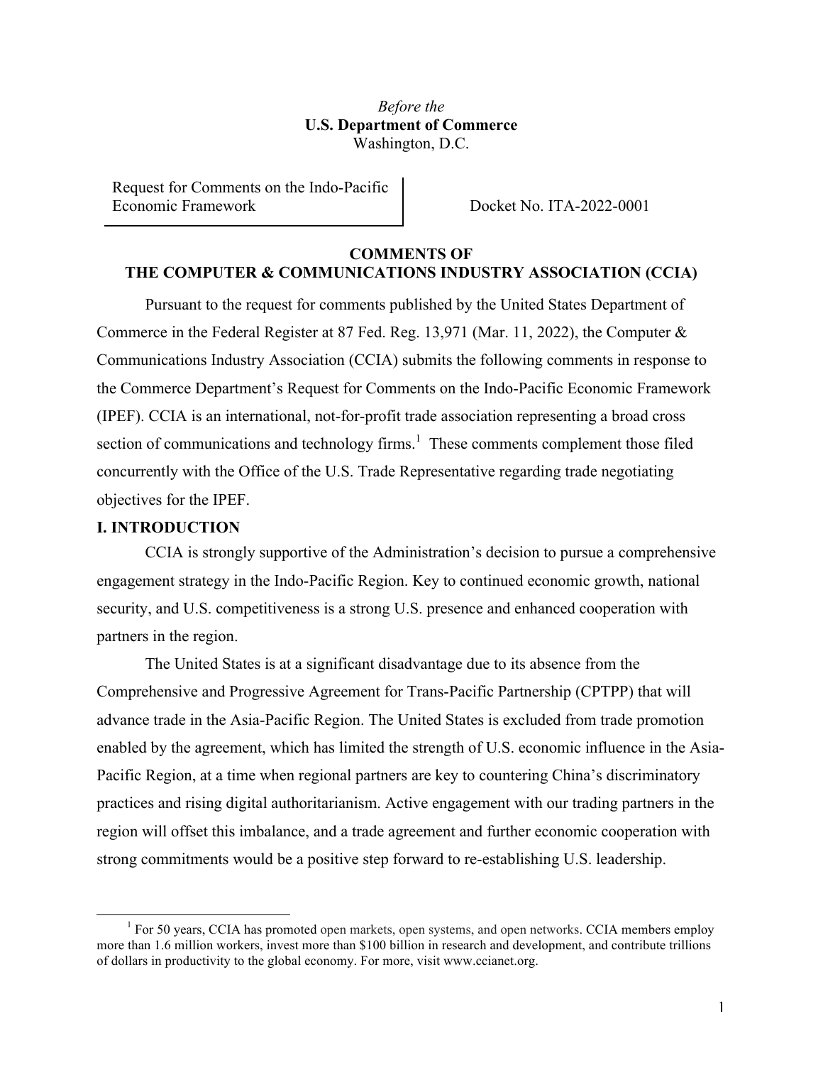*Before the*
**U.S. Department of Commerce**
Washington, D.C.

Request for Comments on the Indo-Pacific Economic Framework

Docket No. ITA-2022-0001

**COMMENTS OF THE COMPUTER & COMMUNICATIONS INDUSTRY ASSOCIATION (CCIA)**

Pursuant to the request for comments published by the United States Department of Commerce in the Federal Register at 87 Fed. Reg. 13,971 (Mar. 11, 2022), the Computer & Communications Industry Association (CCIA) submits the following comments in response to the Commerce Department's Request for Comments on the Indo-Pacific Economic Framework (IPEF). CCIA is an international, not-for-profit trade association representing a broad cross section of communications and technology firms.[1] These comments complement those filed concurrently with the Office of the U.S. Trade Representative regarding trade negotiating objectives for the IPEF.

## I. INTRODUCTION

CCIA is strongly supportive of the Administration's decision to pursue a comprehensive engagement strategy in the Indo-Pacific Region. Key to continued economic growth, national security, and U.S. competitiveness is a strong U.S. presence and enhanced cooperation with partners in the region.

The United States is at a significant disadvantage due to its absence from the Comprehensive and Progressive Agreement for Trans-Pacific Partnership (CPTPP) that will advance trade in the Asia-Pacific Region. The United States is excluded from trade promotion enabled by the agreement, which has limited the strength of U.S. economic influence in the Asia-Pacific Region, at a time when regional partners are key to countering China's discriminatory practices and rising digital authoritarianism. Active engagement with our trading partners in the region will offset this imbalance, and a trade agreement and further economic cooperation with strong commitments would be a positive step forward to re-establishing U.S. leadership.

[1] For 50 years, CCIA has promoted open markets, open systems, and open networks. CCIA members employ more than 1.6 million workers, invest more than $100 billion in research and development, and contribute trillions of dollars in productivity to the global economy. For more, visit www.ccianet.org.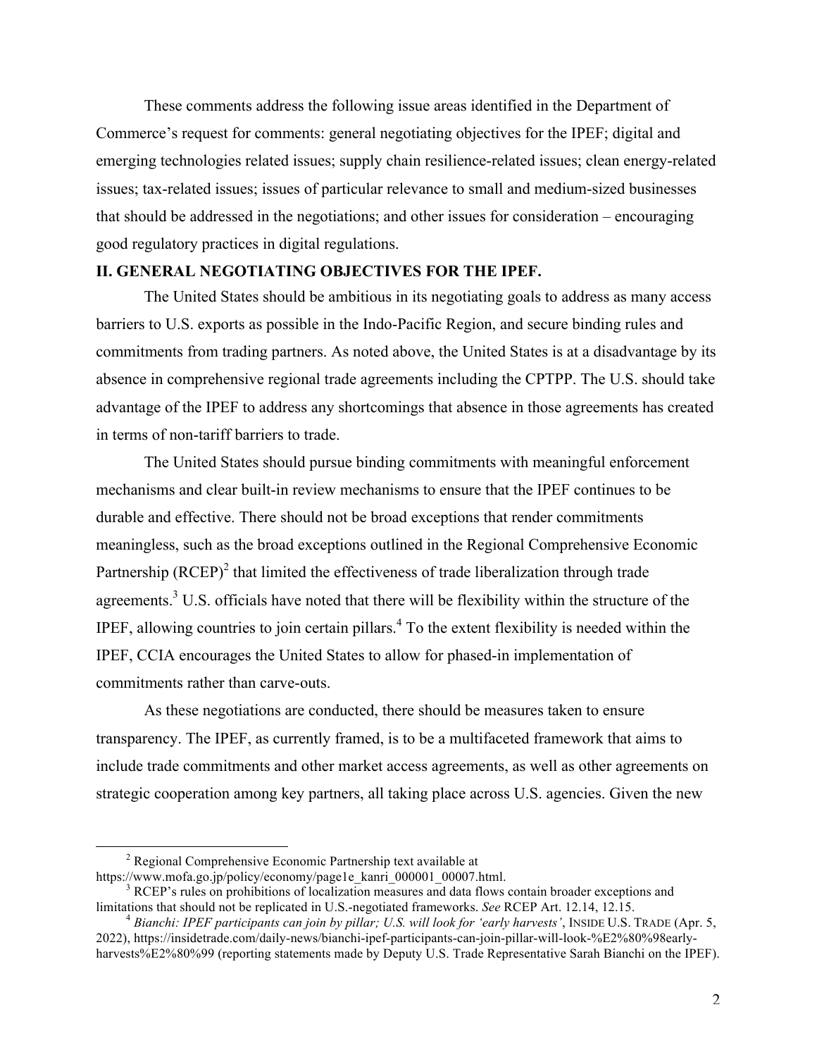These comments address the following issue areas identified in the Department of Commerce's request for comments: general negotiating objectives for the IPEF; digital and emerging technologies related issues; supply chain resilience-related issues; clean energy-related issues; tax-related issues; issues of particular relevance to small and medium-sized businesses that should be addressed in the negotiations; and other issues for consideration – encouraging good regulatory practices in digital regulations.

## II. GENERAL NEGOTIATING OBJECTIVES FOR THE IPEF.

The United States should be ambitious in its negotiating goals to address as many access barriers to U.S. exports as possible in the Indo-Pacific Region, and secure binding rules and commitments from trading partners. As noted above, the United States is at a disadvantage by its absence in comprehensive regional trade agreements including the CPTPP. The U.S. should take advantage of the IPEF to address any shortcomings that absence in those agreements has created in terms of non-tariff barriers to trade.

The United States should pursue binding commitments with meaningful enforcement mechanisms and clear built-in review mechanisms to ensure that the IPEF continues to be durable and effective. There should not be broad exceptions that render commitments meaningless, such as the broad exceptions outlined in the Regional Comprehensive Economic Partnership (RCEP)[2] that limited the effectiveness of trade liberalization through trade agreements.[3] U.S. officials have noted that there will be flexibility within the structure of the IPEF, allowing countries to join certain pillars.[4] To the extent flexibility is needed within the IPEF, CCIA encourages the United States to allow for phased-in implementation of commitments rather than carve-outs.

As these negotiations are conducted, there should be measures taken to ensure transparency. The IPEF, as currently framed, is to be a multifaceted framework that aims to include trade commitments and other market access agreements, as well as other agreements on strategic cooperation among key partners, all taking place across U.S. agencies. Given the new

---

[2] Regional Comprehensive Economic Partnership text available at https://www.mofa.go.jp/policy/economy/page1e_kanri_000001_00007.html.

[3] RCEP's rules on prohibitions of localization measures and data flows contain broader exceptions and limitations that should not be replicated in U.S.-negotiated frameworks. *See* RCEP Art. 12.14, 12.15.

[4] *Bianchi: IPEF participants can join by pillar; U.S. will look for 'early harvests'*, INSIDE U.S. TRADE (Apr. 5, 2022), https://insidetrade.com/daily-news/bianchi-ipef-participants-can-join-pillar-will-look-%E2%80%98early-harvests%E2%80%99 (reporting statements made by Deputy U.S. Trade Representative Sarah Bianchi on the IPEF).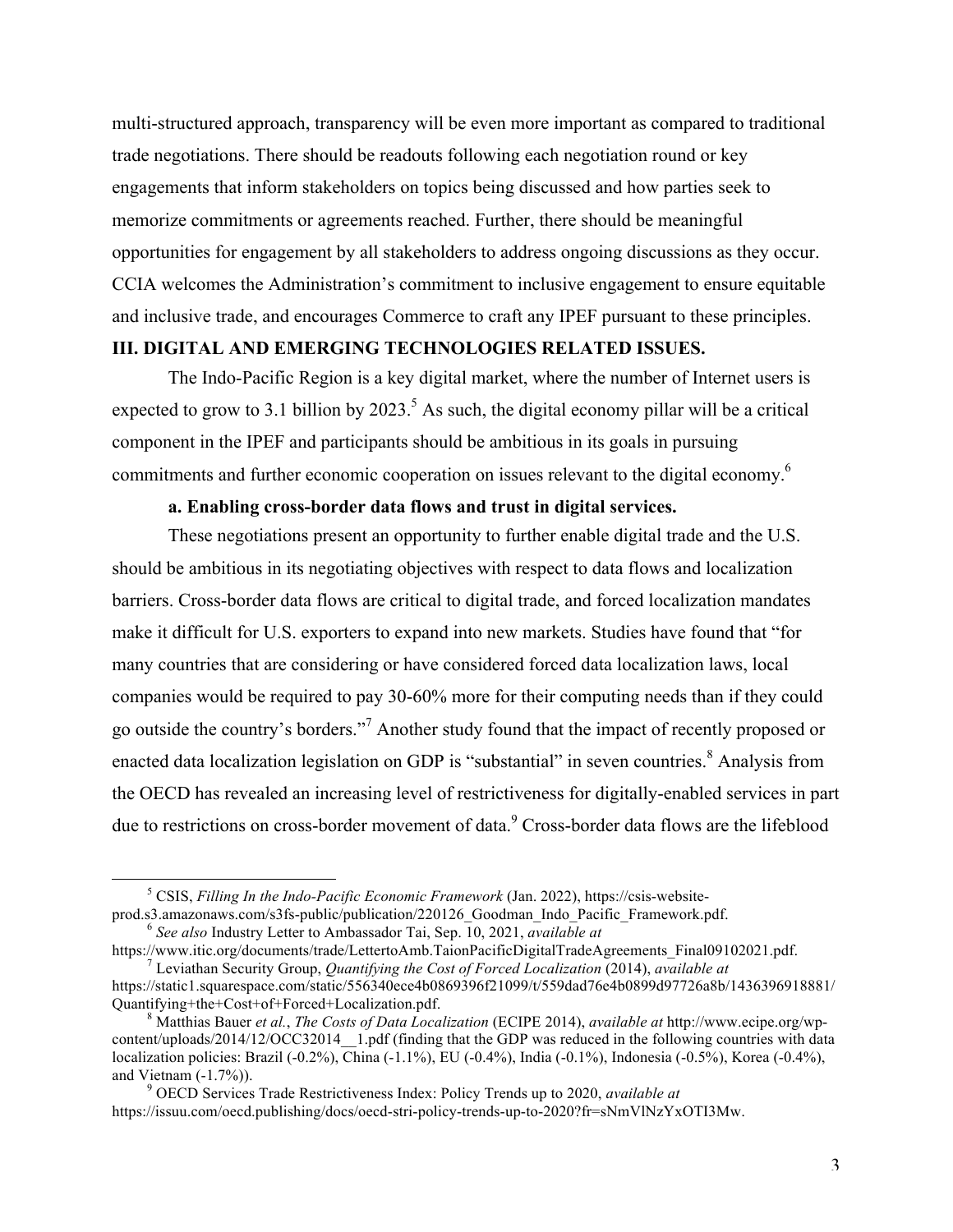multi-structured approach, transparency will be even more important as compared to traditional trade negotiations. There should be readouts following each negotiation round or key engagements that inform stakeholders on topics being discussed and how parties seek to memorize commitments or agreements reached. Further, there should be meaningful opportunities for engagement by all stakeholders to address ongoing discussions as they occur. CCIA welcomes the Administration's commitment to inclusive engagement to ensure equitable and inclusive trade, and encourages Commerce to craft any IPEF pursuant to these principles.

## III. DIGITAL AND EMERGING TECHNOLOGIES RELATED ISSUES.

The Indo-Pacific Region is a key digital market, where the number of Internet users is expected to grow to 3.1 billion by 2023.[5] As such, the digital economy pillar will be a critical component in the IPEF and participants should be ambitious in its goals in pursuing commitments and further economic cooperation on issues relevant to the digital economy.[6]

### a. Enabling cross-border data flows and trust in digital services.

These negotiations present an opportunity to further enable digital trade and the U.S. should be ambitious in its negotiating objectives with respect to data flows and localization barriers. Cross-border data flows are critical to digital trade, and forced localization mandates make it difficult for U.S. exporters to expand into new markets. Studies have found that "for many countries that are considering or have considered forced data localization laws, local companies would be required to pay 30-60% more for their computing needs than if they could go outside the country's borders."[7] Another study found that the impact of recently proposed or enacted data localization legislation on GDP is "substantial" in seven countries.[8] Analysis from the OECD has revealed an increasing level of restrictiveness for digitally-enabled services in part due to restrictions on cross-border movement of data.[9] Cross-border data flows are the lifeblood

---

[5] CSIS, *Filling In the Indo-Pacific Economic Framework* (Jan. 2022), https://csis-website-prod.s3.amazonaws.com/s3fs-public/publication/220126_Goodman_Indo_Pacific_Framework.pdf.

[6] *See also* Industry Letter to Ambassador Tai, Sep. 10, 2021, *available at* https://www.itic.org/documents/trade/LettertoAmb.TaionPacificDigitalTradeAgreements_Final09102021.pdf.

[7] Leviathan Security Group, *Quantifying the Cost of Forced Localization* (2014), *available at* https://static1.squarespace.com/static/556340ece4b0869396f21099/t/559dad76e4b0899d97726a8b/1436396918881/Quantifying+the+Cost+of+Forced+Localization.pdf.

[8] Matthias Bauer *et al.*, *The Costs of Data Localization* (ECIPE 2014), *available at* http://www.ecipe.org/wp-content/uploads/2014/12/OCC32014__1.pdf (finding that the GDP was reduced in the following countries with data localization policies: Brazil (-0.2%), China (-1.1%), EU (-0.4%), India (-0.1%), Indonesia (-0.5%), Korea (-0.4%), and Vietnam (-1.7%)).

[9] OECD Services Trade Restrictiveness Index: Policy Trends up to 2020, *available at* https://issuu.com/oecd.publishing/docs/oecd-stri-policy-trends-up-to-2020?fr=sNmVlNzYxOTI3Mw.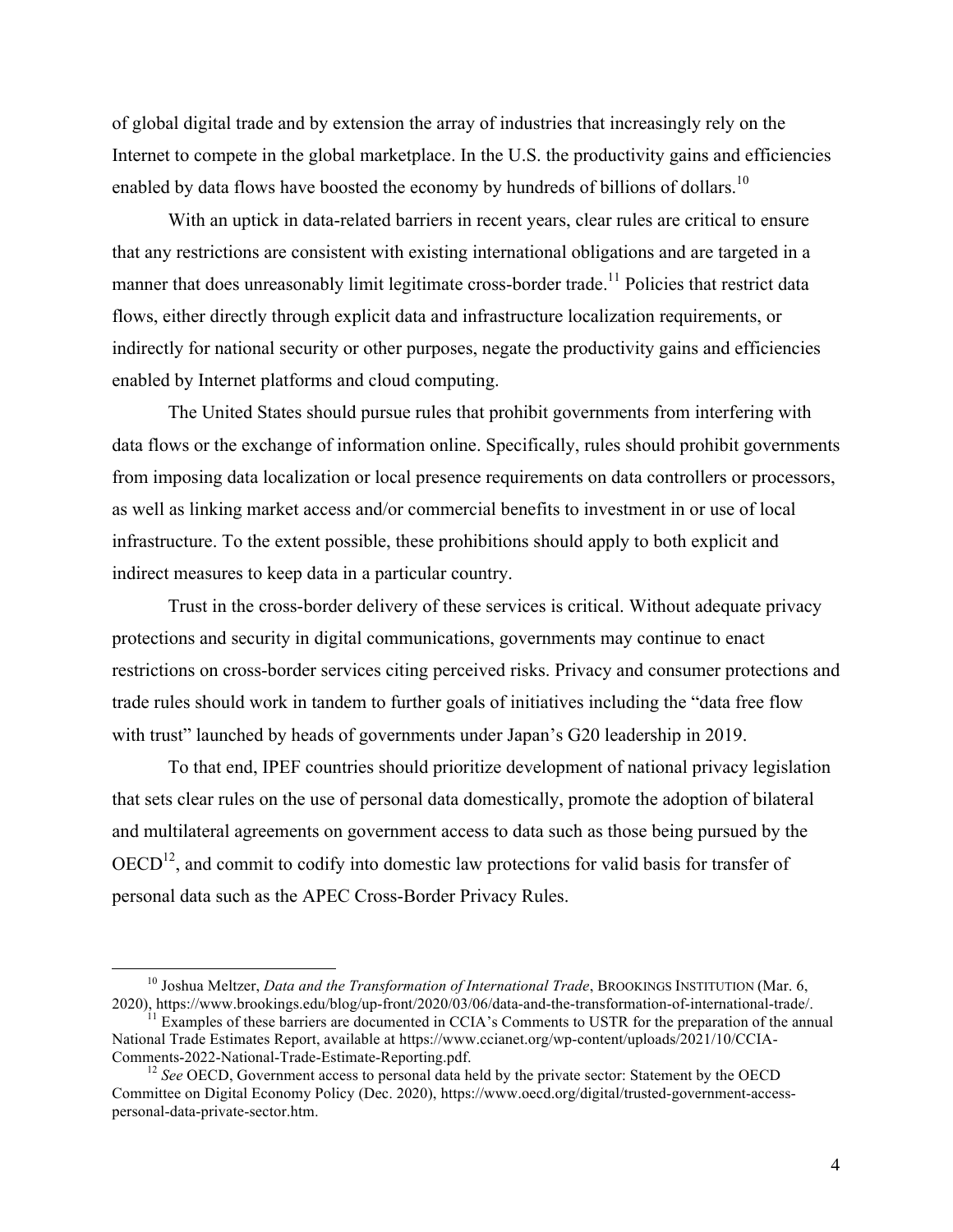of global digital trade and by extension the array of industries that increasingly rely on the Internet to compete in the global marketplace. In the U.S. the productivity gains and efficiencies enabled by data flows have boosted the economy by hundreds of billions of dollars.[10]

With an uptick in data-related barriers in recent years, clear rules are critical to ensure that any restrictions are consistent with existing international obligations and are targeted in a manner that does unreasonably limit legitimate cross-border trade.[11] Policies that restrict data flows, either directly through explicit data and infrastructure localization requirements, or indirectly for national security or other purposes, negate the productivity gains and efficiencies enabled by Internet platforms and cloud computing.

The United States should pursue rules that prohibit governments from interfering with data flows or the exchange of information online. Specifically, rules should prohibit governments from imposing data localization or local presence requirements on data controllers or processors, as well as linking market access and/or commercial benefits to investment in or use of local infrastructure. To the extent possible, these prohibitions should apply to both explicit and indirect measures to keep data in a particular country.

Trust in the cross-border delivery of these services is critical. Without adequate privacy protections and security in digital communications, governments may continue to enact restrictions on cross-border services citing perceived risks. Privacy and consumer protections and trade rules should work in tandem to further goals of initiatives including the "data free flow with trust" launched by heads of governments under Japan's G20 leadership in 2019.

To that end, IPEF countries should prioritize development of national privacy legislation that sets clear rules on the use of personal data domestically, promote the adoption of bilateral and multilateral agreements on government access to data such as those being pursued by the OECD[12], and commit to codify into domestic law protections for valid basis for transfer of personal data such as the APEC Cross-Border Privacy Rules.

---

[10] Joshua Meltzer, *Data and the Transformation of International Trade*, BROOKINGS INSTITUTION (Mar. 6, 2020), https://www.brookings.edu/blog/up-front/2020/03/06/data-and-the-transformation-of-international-trade/.

[11] Examples of these barriers are documented in CCIA's Comments to USTR for the preparation of the annual National Trade Estimates Report, available at https://www.ccianet.org/wp-content/uploads/2021/10/CCIA-Comments-2022-National-Trade-Estimate-Reporting.pdf.

[12] *See* OECD, Government access to personal data held by the private sector: Statement by the OECD Committee on Digital Economy Policy (Dec. 2020), https://www.oecd.org/digital/trusted-government-access-personal-data-private-sector.htm.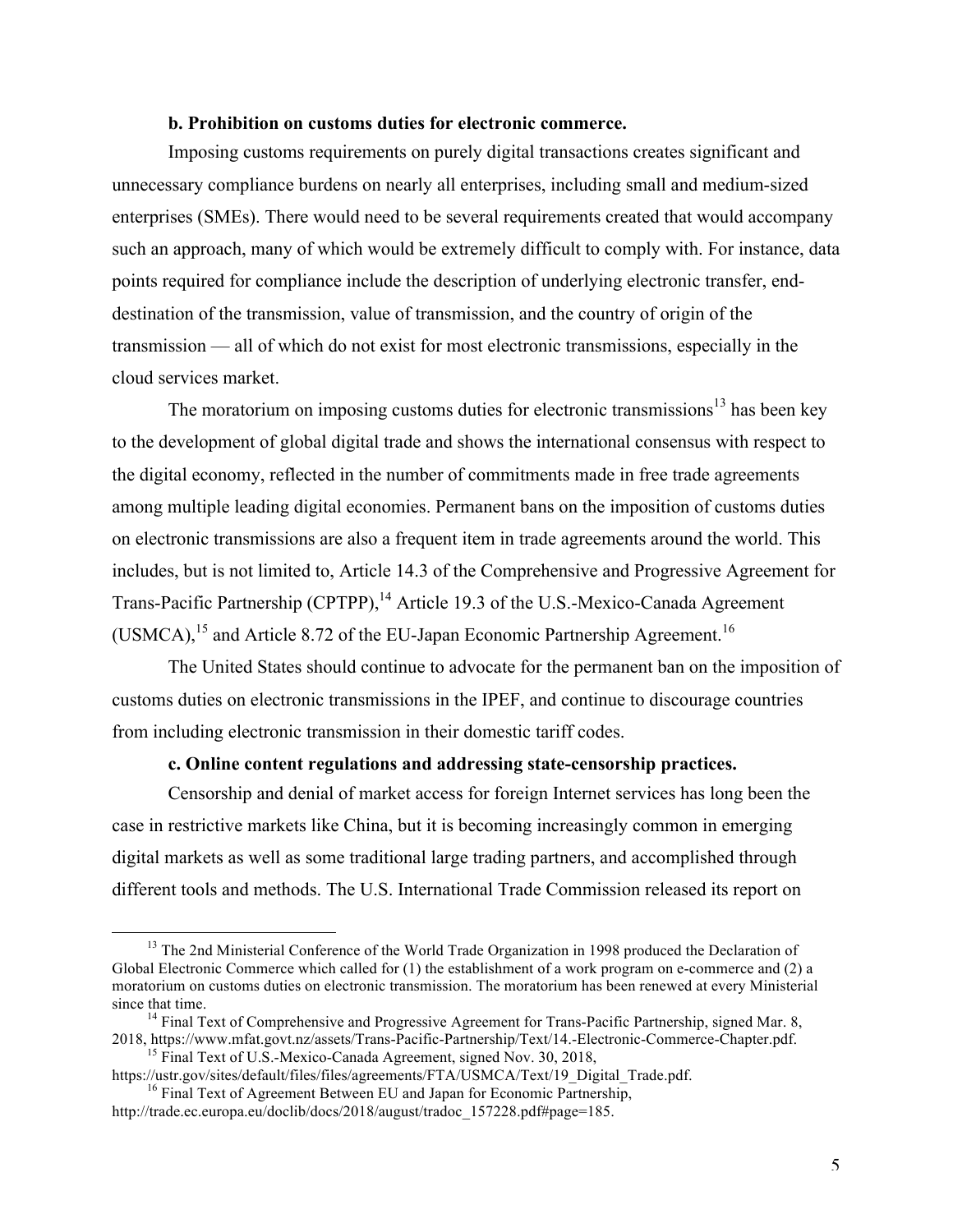**b. Prohibition on customs duties for electronic commerce.**

Imposing customs requirements on purely digital transactions creates significant and unnecessary compliance burdens on nearly all enterprises, including small and medium-sized enterprises (SMEs). There would need to be several requirements created that would accompany such an approach, many of which would be extremely difficult to comply with. For instance, data points required for compliance include the description of underlying electronic transfer, end-destination of the transmission, value of transmission, and the country of origin of the transmission — all of which do not exist for most electronic transmissions, especially in the cloud services market.

The moratorium on imposing customs duties for electronic transmissions[13] has been key to the development of global digital trade and shows the international consensus with respect to the digital economy, reflected in the number of commitments made in free trade agreements among multiple leading digital economies. Permanent bans on the imposition of customs duties on electronic transmissions are also a frequent item in trade agreements around the world. This includes, but is not limited to, Article 14.3 of the Comprehensive and Progressive Agreement for Trans-Pacific Partnership (CPTPP),[14] Article 19.3 of the U.S.-Mexico-Canada Agreement (USMCA),[15] and Article 8.72 of the EU-Japan Economic Partnership Agreement.[16]

The United States should continue to advocate for the permanent ban on the imposition of customs duties on electronic transmissions in the IPEF, and continue to discourage countries from including electronic transmission in their domestic tariff codes.

**c. Online content regulations and addressing state-censorship practices.**

Censorship and denial of market access for foreign Internet services has long been the case in restrictive markets like China, but it is becoming increasingly common in emerging digital markets as well as some traditional large trading partners, and accomplished through different tools and methods. The U.S. International Trade Commission released its report on

---

[13] The 2nd Ministerial Conference of the World Trade Organization in 1998 produced the Declaration of Global Electronic Commerce which called for (1) the establishment of a work program on e-commerce and (2) a moratorium on customs duties on electronic transmission. The moratorium has been renewed at every Ministerial since that time.

[14] Final Text of Comprehensive and Progressive Agreement for Trans-Pacific Partnership, signed Mar. 8, 2018, https://www.mfat.govt.nz/assets/Trans-Pacific-Partnership/Text/14.-Electronic-Commerce-Chapter.pdf.

[15] Final Text of U.S.-Mexico-Canada Agreement, signed Nov. 30, 2018, https://ustr.gov/sites/default/files/files/agreements/FTA/USMCA/Text/19_Digital_Trade.pdf.

[16] Final Text of Agreement Between EU and Japan for Economic Partnership, http://trade.ec.europa.eu/doclib/docs/2018/august/tradoc_157228.pdf#page=185.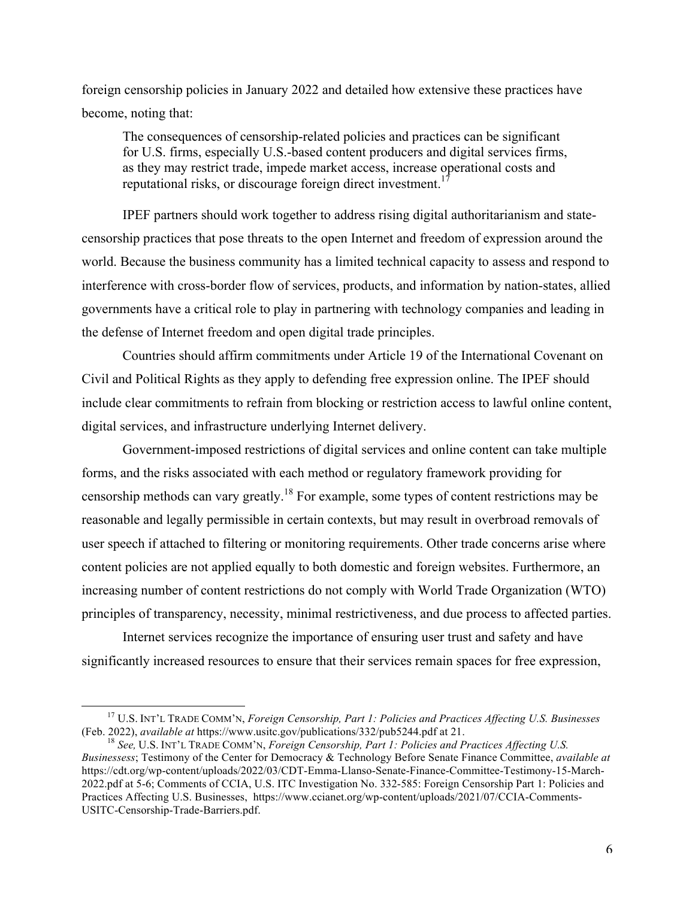foreign censorship policies in January 2022 and detailed how extensive these practices have become, noting that:

> The consequences of censorship-related policies and practices can be significant for U.S. firms, especially U.S.-based content producers and digital services firms, as they may restrict trade, impede market access, increase operational costs and reputational risks, or discourage foreign direct investment.[17]

IPEF partners should work together to address rising digital authoritarianism and state-censorship practices that pose threats to the open Internet and freedom of expression around the world. Because the business community has a limited technical capacity to assess and respond to interference with cross-border flow of services, products, and information by nation-states, allied governments have a critical role to play in partnering with technology companies and leading in the defense of Internet freedom and open digital trade principles.

Countries should affirm commitments under Article 19 of the International Covenant on Civil and Political Rights as they apply to defending free expression online. The IPEF should include clear commitments to refrain from blocking or restriction access to lawful online content, digital services, and infrastructure underlying Internet delivery.

Government-imposed restrictions of digital services and online content can take multiple forms, and the risks associated with each method or regulatory framework providing for censorship methods can vary greatly.[18] For example, some types of content restrictions may be reasonable and legally permissible in certain contexts, but may result in overbroad removals of user speech if attached to filtering or monitoring requirements. Other trade concerns arise where content policies are not applied equally to both domestic and foreign websites. Furthermore, an increasing number of content restrictions do not comply with World Trade Organization (WTO) principles of transparency, necessity, minimal restrictiveness, and due process to affected parties.

Internet services recognize the importance of ensuring user trust and safety and have significantly increased resources to ensure that their services remain spaces for free expression,

---

[17] U.S. INT'L TRADE COMM'N, *Foreign Censorship, Part 1: Policies and Practices Affecting U.S. Businesses* (Feb. 2022), *available at* https://www.usitc.gov/publications/332/pub5244.pdf at 21.

[18] *See,* U.S. INT'L TRADE COMM'N, *Foreign Censorship, Part 1: Policies and Practices Affecting U.S. Businessess*; Testimony of the Center for Democracy & Technology Before Senate Finance Committee, *available at* https://cdt.org/wp-content/uploads/2022/03/CDT-Emma-Llanso-Senate-Finance-Committee-Testimony-15-March-2022.pdf at 5-6; Comments of CCIA, U.S. ITC Investigation No. 332-585: Foreign Censorship Part 1: Policies and Practices Affecting U.S. Businesses, https://www.ccianet.org/wp-content/uploads/2021/07/CCIA-Comments-USITC-Censorship-Trade-Barriers.pdf.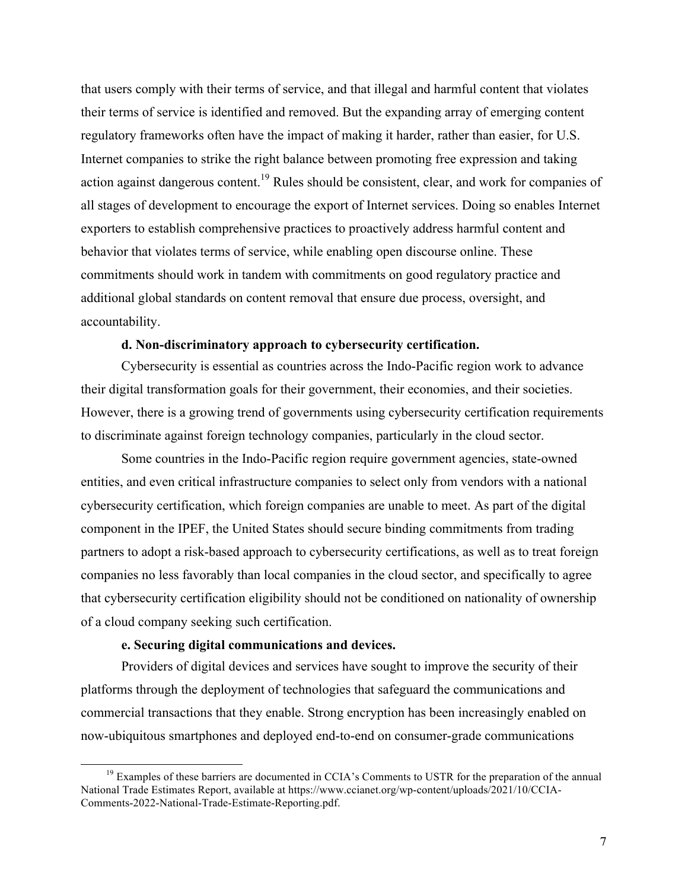that users comply with their terms of service, and that illegal and harmful content that violates their terms of service is identified and removed. But the expanding array of emerging content regulatory frameworks often have the impact of making it harder, rather than easier, for U.S. Internet companies to strike the right balance between promoting free expression and taking action against dangerous content.[19] Rules should be consistent, clear, and work for companies of all stages of development to encourage the export of Internet services. Doing so enables Internet exporters to establish comprehensive practices to proactively address harmful content and behavior that violates terms of service, while enabling open discourse online. These commitments should work in tandem with commitments on good regulatory practice and additional global standards on content removal that ensure due process, oversight, and accountability.

**d. Non-discriminatory approach to cybersecurity certification.**

Cybersecurity is essential as countries across the Indo-Pacific region work to advance their digital transformation goals for their government, their economies, and their societies. However, there is a growing trend of governments using cybersecurity certification requirements to discriminate against foreign technology companies, particularly in the cloud sector.

Some countries in the Indo-Pacific region require government agencies, state-owned entities, and even critical infrastructure companies to select only from vendors with a national cybersecurity certification, which foreign companies are unable to meet. As part of the digital component in the IPEF, the United States should secure binding commitments from trading partners to adopt a risk-based approach to cybersecurity certifications, as well as to treat foreign companies no less favorably than local companies in the cloud sector, and specifically to agree that cybersecurity certification eligibility should not be conditioned on nationality of ownership of a cloud company seeking such certification.

**e. Securing digital communications and devices.**

Providers of digital devices and services have sought to improve the security of their platforms through the deployment of technologies that safeguard the communications and commercial transactions that they enable. Strong encryption has been increasingly enabled on now-ubiquitous smartphones and deployed end-to-end on consumer-grade communications

[19] Examples of these barriers are documented in CCIA's Comments to USTR for the preparation of the annual National Trade Estimates Report, available at https://www.ccianet.org/wp-content/uploads/2021/10/CCIA-Comments-2022-National-Trade-Estimate-Reporting.pdf.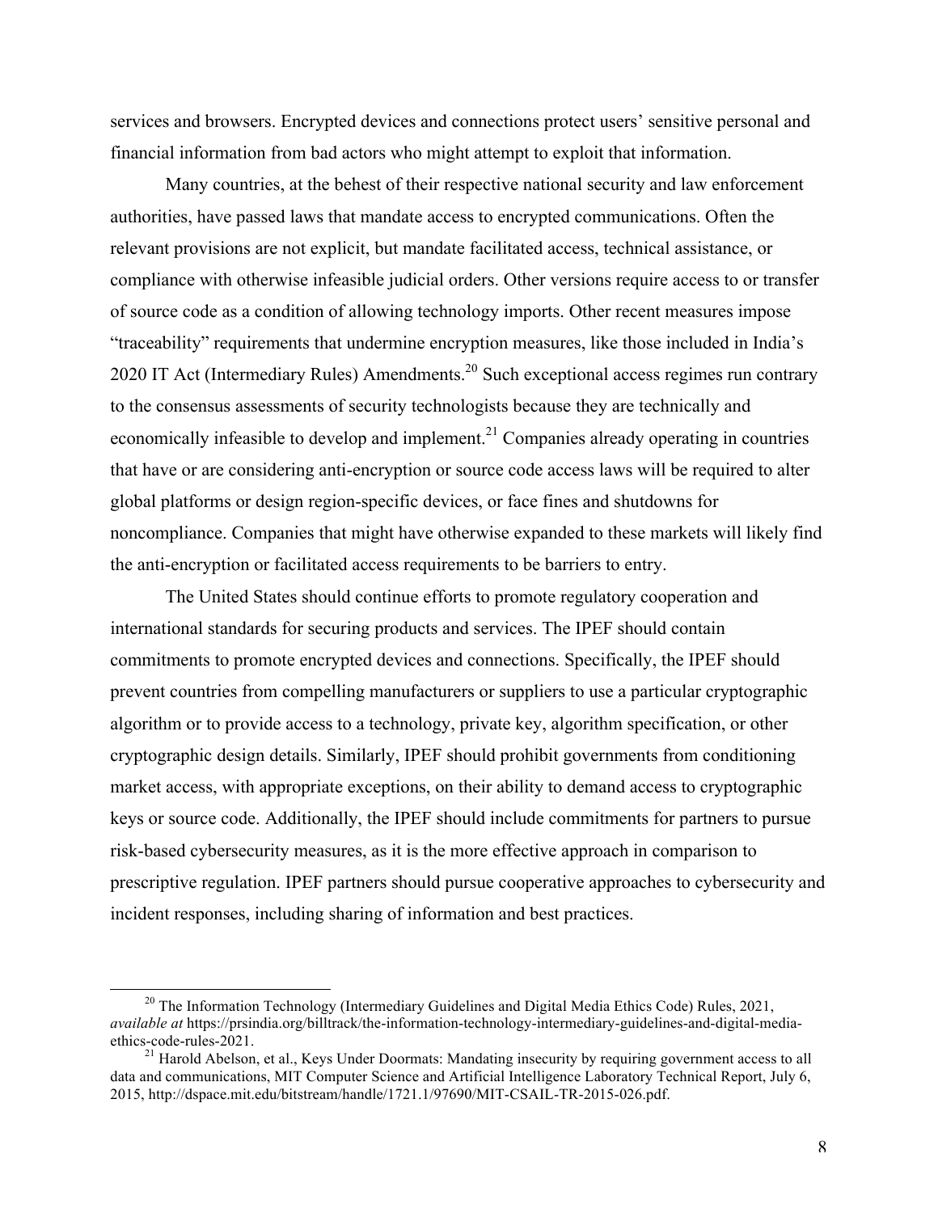services and browsers. Encrypted devices and connections protect users' sensitive personal and financial information from bad actors who might attempt to exploit that information.

Many countries, at the behest of their respective national security and law enforcement authorities, have passed laws that mandate access to encrypted communications. Often the relevant provisions are not explicit, but mandate facilitated access, technical assistance, or compliance with otherwise infeasible judicial orders. Other versions require access to or transfer of source code as a condition of allowing technology imports. Other recent measures impose "traceability" requirements that undermine encryption measures, like those included in India's 2020 IT Act (Intermediary Rules) Amendments.[20] Such exceptional access regimes run contrary to the consensus assessments of security technologists because they are technically and economically infeasible to develop and implement.[21] Companies already operating in countries that have or are considering anti-encryption or source code access laws will be required to alter global platforms or design region-specific devices, or face fines and shutdowns for noncompliance. Companies that might have otherwise expanded to these markets will likely find the anti-encryption or facilitated access requirements to be barriers to entry.

The United States should continue efforts to promote regulatory cooperation and international standards for securing products and services. The IPEF should contain commitments to promote encrypted devices and connections. Specifically, the IPEF should prevent countries from compelling manufacturers or suppliers to use a particular cryptographic algorithm or to provide access to a technology, private key, algorithm specification, or other cryptographic design details. Similarly, IPEF should prohibit governments from conditioning market access, with appropriate exceptions, on their ability to demand access to cryptographic keys or source code. Additionally, the IPEF should include commitments for partners to pursue risk-based cybersecurity measures, as it is the more effective approach in comparison to prescriptive regulation. IPEF partners should pursue cooperative approaches to cybersecurity and incident responses, including sharing of information and best practices.

---

[20] The Information Technology (Intermediary Guidelines and Digital Media Ethics Code) Rules, 2021, *available at* https://prsindia.org/billtrack/the-information-technology-intermediary-guidelines-and-digital-media-ethics-code-rules-2021.

[21] Harold Abelson, et al., Keys Under Doormats: Mandating insecurity by requiring government access to all data and communications, MIT Computer Science and Artificial Intelligence Laboratory Technical Report, July 6, 2015, http://dspace.mit.edu/bitstream/handle/1721.1/97690/MIT-CSAIL-TR-2015-026.pdf.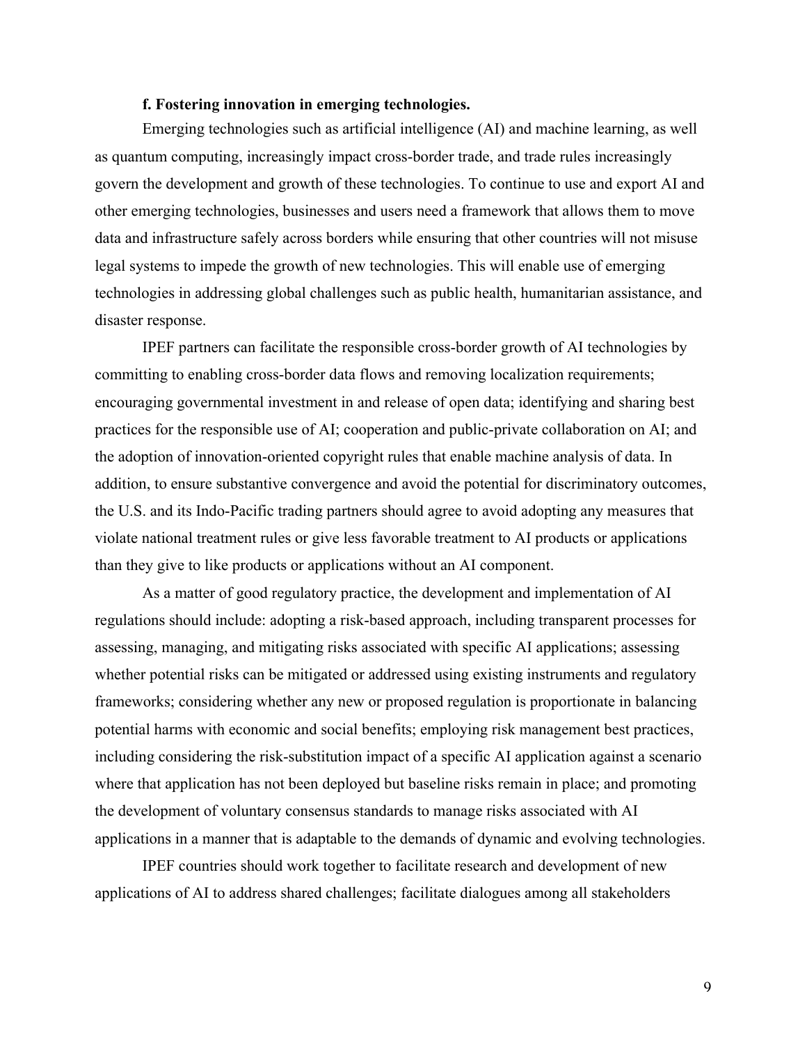**f. Fostering innovation in emerging technologies.**

Emerging technologies such as artificial intelligence (AI) and machine learning, as well as quantum computing, increasingly impact cross-border trade, and trade rules increasingly govern the development and growth of these technologies. To continue to use and export AI and other emerging technologies, businesses and users need a framework that allows them to move data and infrastructure safely across borders while ensuring that other countries will not misuse legal systems to impede the growth of new technologies. This will enable use of emerging technologies in addressing global challenges such as public health, humanitarian assistance, and disaster response.

IPEF partners can facilitate the responsible cross-border growth of AI technologies by committing to enabling cross-border data flows and removing localization requirements; encouraging governmental investment in and release of open data; identifying and sharing best practices for the responsible use of AI; cooperation and public-private collaboration on AI; and the adoption of innovation-oriented copyright rules that enable machine analysis of data. In addition, to ensure substantive convergence and avoid the potential for discriminatory outcomes, the U.S. and its Indo-Pacific trading partners should agree to avoid adopting any measures that violate national treatment rules or give less favorable treatment to AI products or applications than they give to like products or applications without an AI component.

As a matter of good regulatory practice, the development and implementation of AI regulations should include: adopting a risk-based approach, including transparent processes for assessing, managing, and mitigating risks associated with specific AI applications; assessing whether potential risks can be mitigated or addressed using existing instruments and regulatory frameworks; considering whether any new or proposed regulation is proportionate in balancing potential harms with economic and social benefits; employing risk management best practices, including considering the risk-substitution impact of a specific AI application against a scenario where that application has not been deployed but baseline risks remain in place; and promoting the development of voluntary consensus standards to manage risks associated with AI applications in a manner that is adaptable to the demands of dynamic and evolving technologies.

IPEF countries should work together to facilitate research and development of new applications of AI to address shared challenges; facilitate dialogues among all stakeholders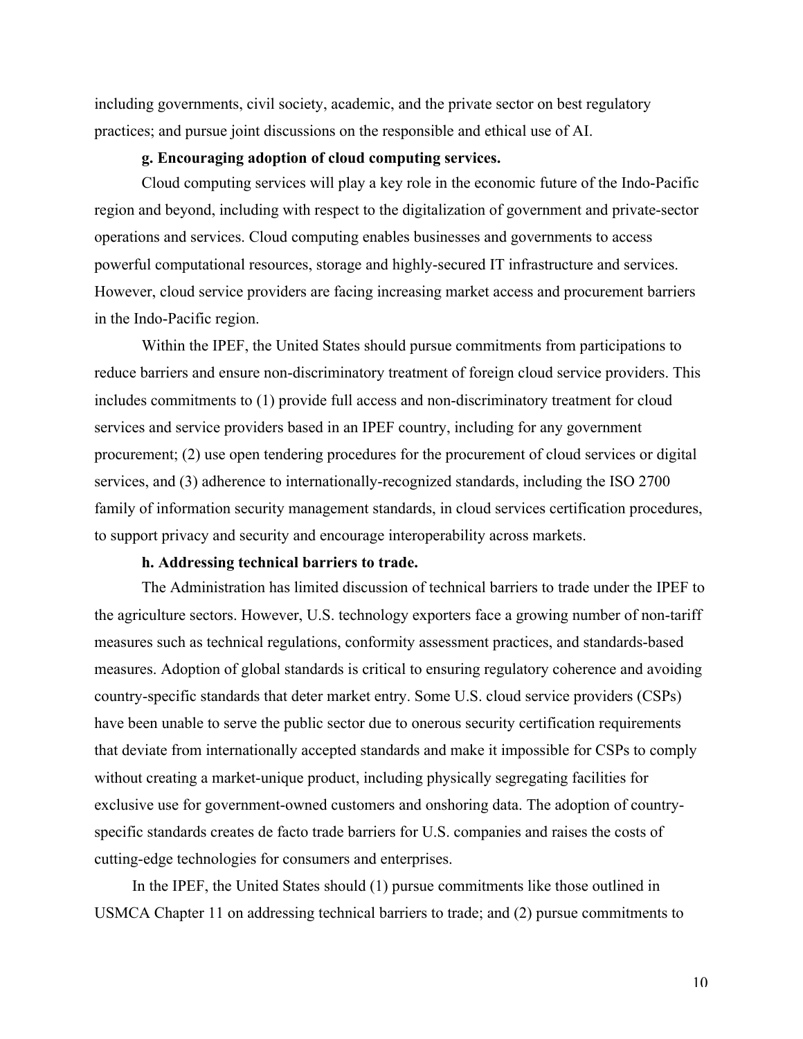including governments, civil society, academic, and the private sector on best regulatory practices; and pursue joint discussions on the responsible and ethical use of AI.

**g. Encouraging adoption of cloud computing services.**

Cloud computing services will play a key role in the economic future of the Indo-Pacific region and beyond, including with respect to the digitalization of government and private-sector operations and services. Cloud computing enables businesses and governments to access powerful computational resources, storage and highly-secured IT infrastructure and services. However, cloud service providers are facing increasing market access and procurement barriers in the Indo-Pacific region.

Within the IPEF, the United States should pursue commitments from participations to reduce barriers and ensure non-discriminatory treatment of foreign cloud service providers. This includes commitments to (1) provide full access and non-discriminatory treatment for cloud services and service providers based in an IPEF country, including for any government procurement; (2) use open tendering procedures for the procurement of cloud services or digital services, and (3) adherence to internationally-recognized standards, including the ISO 2700 family of information security management standards, in cloud services certification procedures, to support privacy and security and encourage interoperability across markets.

**h. Addressing technical barriers to trade.**

The Administration has limited discussion of technical barriers to trade under the IPEF to the agriculture sectors. However, U.S. technology exporters face a growing number of non-tariff measures such as technical regulations, conformity assessment practices, and standards-based measures. Adoption of global standards is critical to ensuring regulatory coherence and avoiding country-specific standards that deter market entry. Some U.S. cloud service providers (CSPs) have been unable to serve the public sector due to onerous security certification requirements that deviate from internationally accepted standards and make it impossible for CSPs to comply without creating a market-unique product, including physically segregating facilities for exclusive use for government-owned customers and onshoring data. The adoption of country-specific standards creates de facto trade barriers for U.S. companies and raises the costs of cutting-edge technologies for consumers and enterprises.

In the IPEF, the United States should (1) pursue commitments like those outlined in USMCA Chapter 11 on addressing technical barriers to trade; and (2) pursue commitments to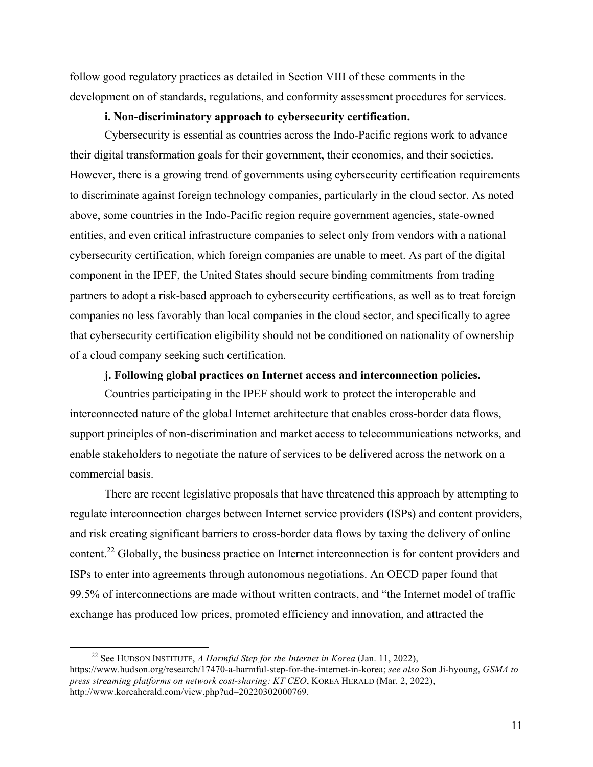follow good regulatory practices as detailed in Section VIII of these comments in the development on of standards, regulations, and conformity assessment procedures for services.

**i. Non-discriminatory approach to cybersecurity certification.**

Cybersecurity is essential as countries across the Indo-Pacific regions work to advance their digital transformation goals for their government, their economies, and their societies. However, there is a growing trend of governments using cybersecurity certification requirements to discriminate against foreign technology companies, particularly in the cloud sector. As noted above, some countries in the Indo-Pacific region require government agencies, state-owned entities, and even critical infrastructure companies to select only from vendors with a national cybersecurity certification, which foreign companies are unable to meet. As part of the digital component in the IPEF, the United States should secure binding commitments from trading partners to adopt a risk-based approach to cybersecurity certifications, as well as to treat foreign companies no less favorably than local companies in the cloud sector, and specifically to agree that cybersecurity certification eligibility should not be conditioned on nationality of ownership of a cloud company seeking such certification.

**j. Following global practices on Internet access and interconnection policies.**

Countries participating in the IPEF should work to protect the interoperable and interconnected nature of the global Internet architecture that enables cross-border data flows, support principles of non-discrimination and market access to telecommunications networks, and enable stakeholders to negotiate the nature of services to be delivered across the network on a commercial basis.

There are recent legislative proposals that have threatened this approach by attempting to regulate interconnection charges between Internet service providers (ISPs) and content providers, and risk creating significant barriers to cross-border data flows by taxing the delivery of online content.[22] Globally, the business practice on Internet interconnection is for content providers and ISPs to enter into agreements through autonomous negotiations. An OECD paper found that 99.5% of interconnections are made without written contracts, and "the Internet model of traffic exchange has produced low prices, promoted efficiency and innovation, and attracted the

---

[22] See HUDSON INSTITUTE, *A Harmful Step for the Internet in Korea* (Jan. 11, 2022), https://www.hudson.org/research/17470-a-harmful-step-for-the-internet-in-korea; *see also* Son Ji-hyoung, *GSMA to press streaming platforms on network cost-sharing: KT CEO*, KOREA HERALD (Mar. 2, 2022), http://www.koreaherald.com/view.php?ud=20220302000769.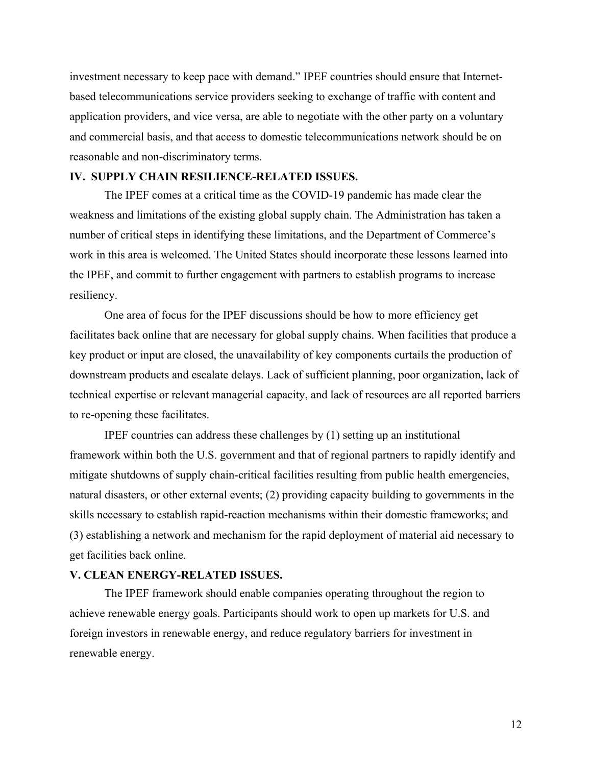investment necessary to keep pace with demand." IPEF countries should ensure that Internet-based telecommunications service providers seeking to exchange of traffic with content and application providers, and vice versa, are able to negotiate with the other party on a voluntary and commercial basis, and that access to domestic telecommunications network should be on reasonable and non-discriminatory terms.

## IV. SUPPLY CHAIN RESILIENCE-RELATED ISSUES.

The IPEF comes at a critical time as the COVID-19 pandemic has made clear the weakness and limitations of the existing global supply chain. The Administration has taken a number of critical steps in identifying these limitations, and the Department of Commerce's work in this area is welcomed. The United States should incorporate these lessons learned into the IPEF, and commit to further engagement with partners to establish programs to increase resiliency.

One area of focus for the IPEF discussions should be how to more efficiency get facilitates back online that are necessary for global supply chains. When facilities that produce a key product or input are closed, the unavailability of key components curtails the production of downstream products and escalate delays. Lack of sufficient planning, poor organization, lack of technical expertise or relevant managerial capacity, and lack of resources are all reported barriers to re-opening these facilitates.

IPEF countries can address these challenges by (1) setting up an institutional framework within both the U.S. government and that of regional partners to rapidly identify and mitigate shutdowns of supply chain-critical facilities resulting from public health emergencies, natural disasters, or other external events; (2) providing capacity building to governments in the skills necessary to establish rapid-reaction mechanisms within their domestic frameworks; and (3) establishing a network and mechanism for the rapid deployment of material aid necessary to get facilities back online.

## V. CLEAN ENERGY-RELATED ISSUES.

The IPEF framework should enable companies operating throughout the region to achieve renewable energy goals. Participants should work to open up markets for U.S. and foreign investors in renewable energy, and reduce regulatory barriers for investment in renewable energy.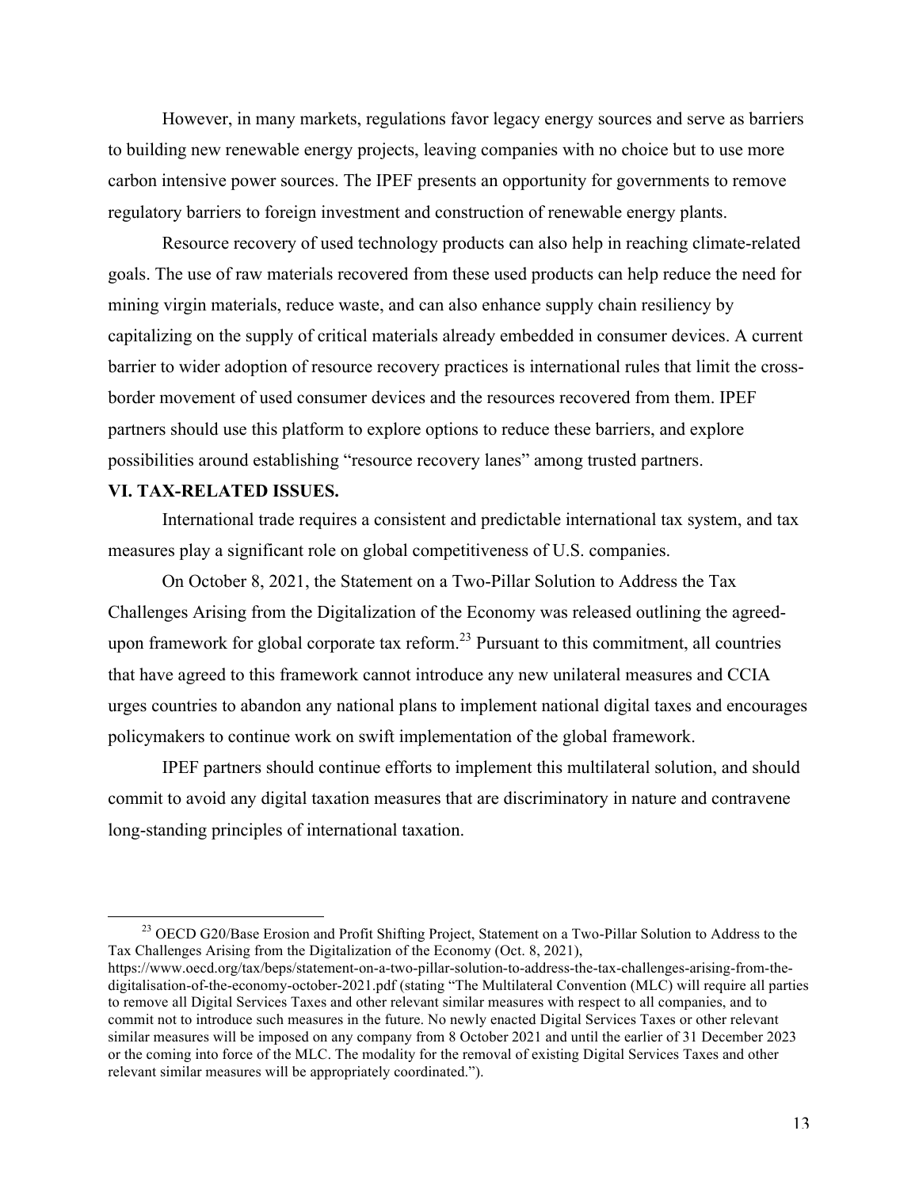However, in many markets, regulations favor legacy energy sources and serve as barriers to building new renewable energy projects, leaving companies with no choice but to use more carbon intensive power sources. The IPEF presents an opportunity for governments to remove regulatory barriers to foreign investment and construction of renewable energy plants.

Resource recovery of used technology products can also help in reaching climate-related goals. The use of raw materials recovered from these used products can help reduce the need for mining virgin materials, reduce waste, and can also enhance supply chain resiliency by capitalizing on the supply of critical materials already embedded in consumer devices. A current barrier to wider adoption of resource recovery practices is international rules that limit the cross-border movement of used consumer devices and the resources recovered from them. IPEF partners should use this platform to explore options to reduce these barriers, and explore possibilities around establishing "resource recovery lanes" among trusted partners.

## VI. TAX-RELATED ISSUES.

International trade requires a consistent and predictable international tax system, and tax measures play a significant role on global competitiveness of U.S. companies.

On October 8, 2021, the Statement on a Two-Pillar Solution to Address the Tax Challenges Arising from the Digitalization of the Economy was released outlining the agreed-upon framework for global corporate tax reform.[23] Pursuant to this commitment, all countries that have agreed to this framework cannot introduce any new unilateral measures and CCIA urges countries to abandon any national plans to implement national digital taxes and encourages policymakers to continue work on swift implementation of the global framework.

IPEF partners should continue efforts to implement this multilateral solution, and should commit to avoid any digital taxation measures that are discriminatory in nature and contravene long-standing principles of international taxation.

---

[23] OECD G20/Base Erosion and Profit Shifting Project, Statement on a Two-Pillar Solution to Address to the Tax Challenges Arising from the Digitalization of the Economy (Oct. 8, 2021), https://www.oecd.org/tax/beps/statement-on-a-two-pillar-solution-to-address-the-tax-challenges-arising-from-the-digitalisation-of-the-economy-october-2021.pdf (stating "The Multilateral Convention (MLC) will require all parties to remove all Digital Services Taxes and other relevant similar measures with respect to all companies, and to commit not to introduce such measures in the future. No newly enacted Digital Services Taxes or other relevant similar measures will be imposed on any company from 8 October 2021 and until the earlier of 31 December 2023 or the coming into force of the MLC. The modality for the removal of existing Digital Services Taxes and other relevant similar measures will be appropriately coordinated.").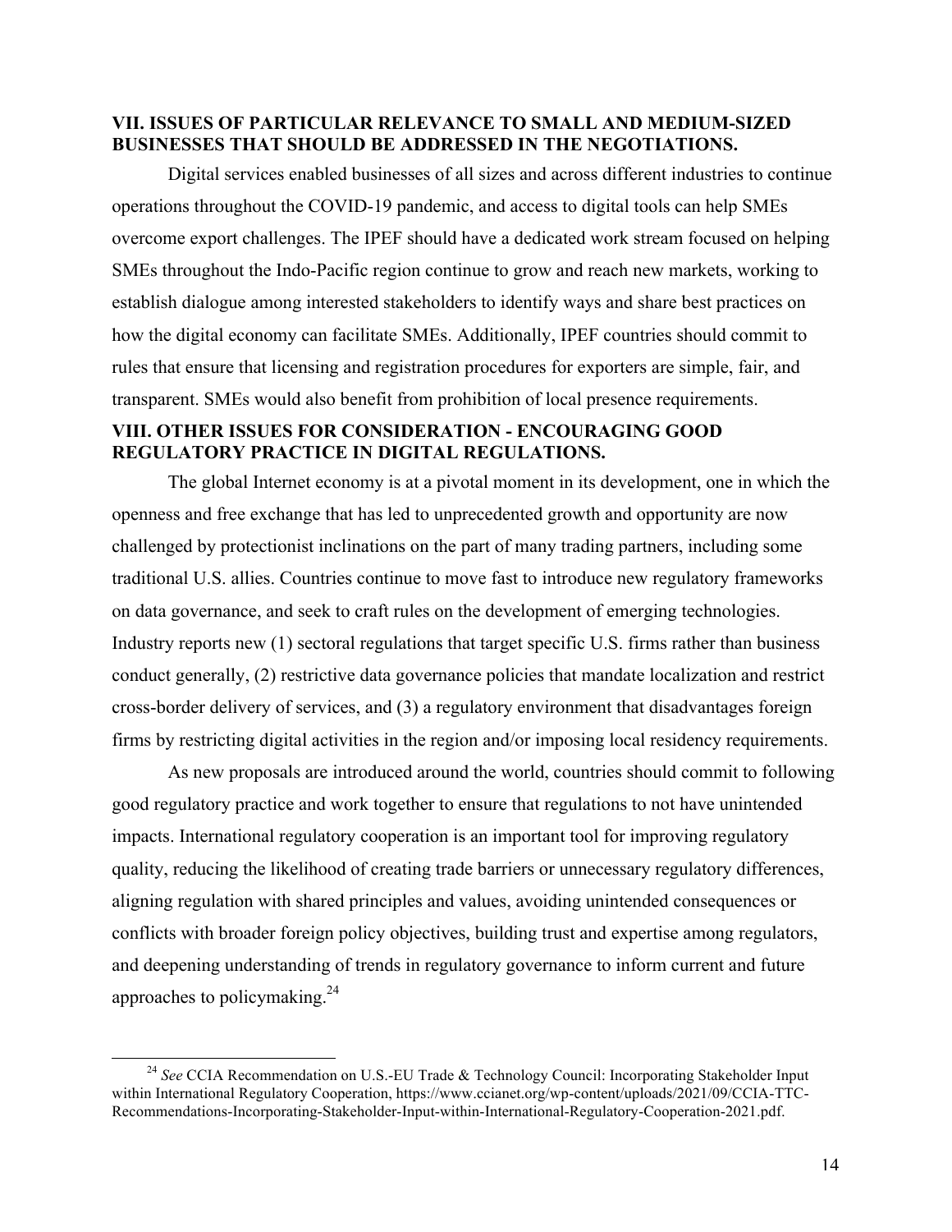## VII. ISSUES OF PARTICULAR RELEVANCE TO SMALL AND MEDIUM-SIZED BUSINESSES THAT SHOULD BE ADDRESSED IN THE NEGOTIATIONS.

Digital services enabled businesses of all sizes and across different industries to continue operations throughout the COVID-19 pandemic, and access to digital tools can help SMEs overcome export challenges. The IPEF should have a dedicated work stream focused on helping SMEs throughout the Indo-Pacific region continue to grow and reach new markets, working to establish dialogue among interested stakeholders to identify ways and share best practices on how the digital economy can facilitate SMEs. Additionally, IPEF countries should commit to rules that ensure that licensing and registration procedures for exporters are simple, fair, and transparent. SMEs would also benefit from prohibition of local presence requirements.

## VIII. OTHER ISSUES FOR CONSIDERATION - ENCOURAGING GOOD REGULATORY PRACTICE IN DIGITAL REGULATIONS.

The global Internet economy is at a pivotal moment in its development, one in which the openness and free exchange that has led to unprecedented growth and opportunity are now challenged by protectionist inclinations on the part of many trading partners, including some traditional U.S. allies. Countries continue to move fast to introduce new regulatory frameworks on data governance, and seek to craft rules on the development of emerging technologies. Industry reports new (1) sectoral regulations that target specific U.S. firms rather than business conduct generally, (2) restrictive data governance policies that mandate localization and restrict cross-border delivery of services, and (3) a regulatory environment that disadvantages foreign firms by restricting digital activities in the region and/or imposing local residency requirements.

As new proposals are introduced around the world, countries should commit to following good regulatory practice and work together to ensure that regulations to not have unintended impacts. International regulatory cooperation is an important tool for improving regulatory quality, reducing the likelihood of creating trade barriers or unnecessary regulatory differences, aligning regulation with shared principles and values, avoiding unintended consequences or conflicts with broader foreign policy objectives, building trust and expertise among regulators, and deepening understanding of trends in regulatory governance to inform current and future approaches to policymaking.[24]

---

[24] *See* CCIA Recommendation on U.S.-EU Trade & Technology Council: Incorporating Stakeholder Input within International Regulatory Cooperation, https://www.ccianet.org/wp-content/uploads/2021/09/CCIA-TTC-Recommendations-Incorporating-Stakeholder-Input-within-International-Regulatory-Cooperation-2021.pdf.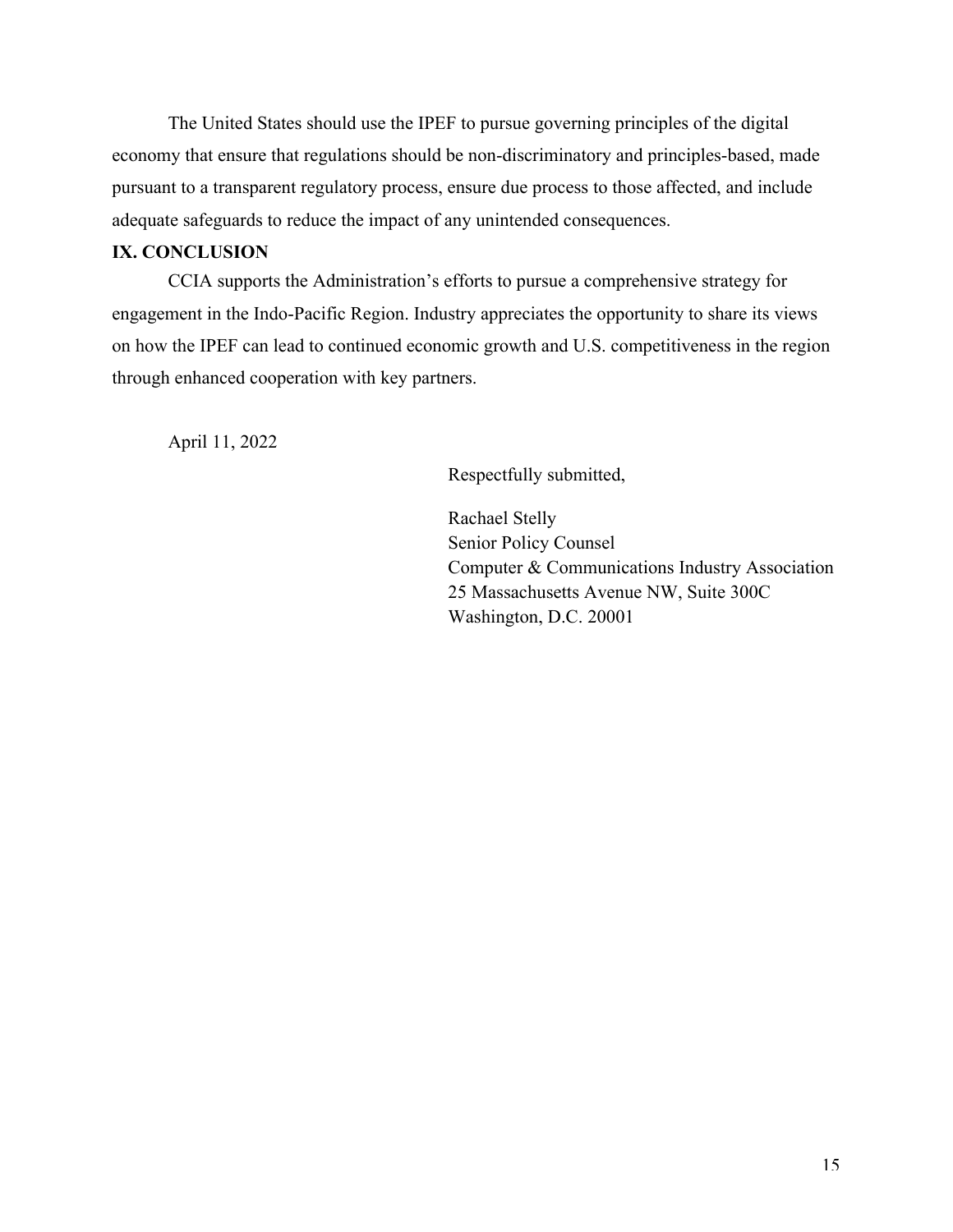The United States should use the IPEF to pursue governing principles of the digital economy that ensure that regulations should be non-discriminatory and principles-based, made pursuant to a transparent regulatory process, ensure due process to those affected, and include adequate safeguards to reduce the impact of any unintended consequences.

## IX. CONCLUSION

CCIA supports the Administration's efforts to pursue a comprehensive strategy for engagement in the Indo-Pacific Region. Industry appreciates the opportunity to share its views on how the IPEF can lead to continued economic growth and U.S. competitiveness in the region through enhanced cooperation with key partners.

April 11, 2022

Respectfully submitted,

Rachael Stelly
Senior Policy Counsel
Computer & Communications Industry Association
25 Massachusetts Avenue NW, Suite 300C
Washington, D.C. 20001